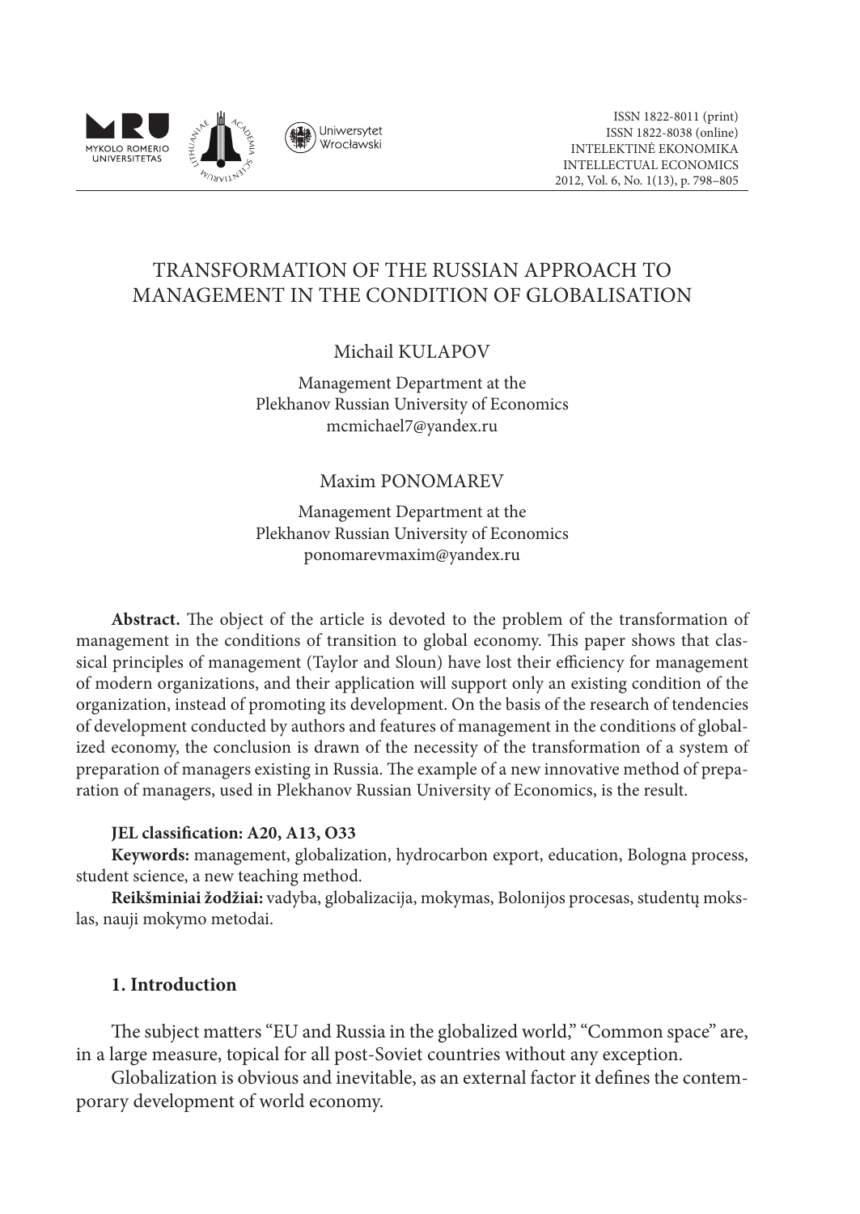# TRANSFORMATION OF THE RUSSIAN APPROACH TO MANAGEMENT IN THE CONDITION OF GLOBALISATION

Michail KULAPOV

Management Department at the
Plekhanov Russian University of Economics
mcmichael7@yandex.ru

Maxim PONOMAREV

Management Department at the
Plekhanov Russian University of Economics
ponomarevmaxim@yandex.ru

**Abstract.** The object of the article is devoted to the problem of the transformation of management in the conditions of transition to global economy. This paper shows that classical principles of management (Taylor and Sloun) have lost their efficiency for management of modern organizations, and their application will support only an existing condition of the organization, instead of promoting its development. On the basis of the research of tendencies of development conducted by authors and features of management in the conditions of globalized economy, the conclusion is drawn of the necessity of the transformation of a system of preparation of managers existing in Russia. The example of a new innovative method of preparation of managers, used in Plekhanov Russian University of Economics, is the result.

**JEL classification: A20, A13, O33**

**Keywords:** management, globalization, hydrocarbon export, education, Bologna process, student science, a new teaching method.

**Reikšminiai žodžiai:** vadyba, globalizacija, mokymas, Bolonijos procesas, studentų mokslas, nauji mokymo metodai.

## 1. Introduction

The subject matters "EU and Russia in the globalized world," "Common space" are, in a large measure, topical for all post-Soviet countries without any exception.

Globalization is obvious and inevitable, as an external factor it defines the contemporary development of world economy.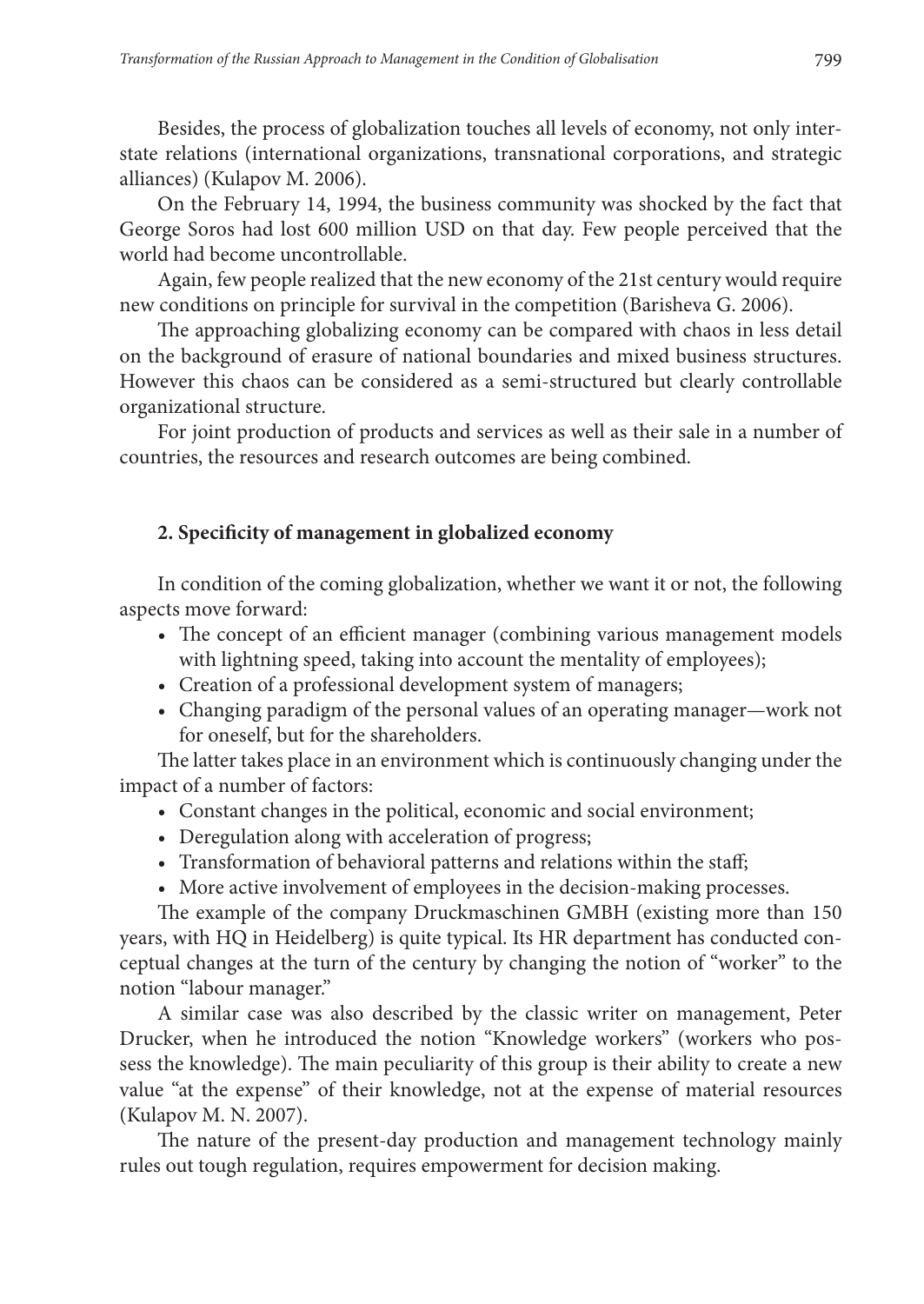Besides, the process of globalization touches all levels of economy, not only interstate relations (international organizations, transnational corporations, and strategic alliances) (Kulapov M. 2006).

On the February 14, 1994, the business community was shocked by the fact that George Soros had lost 600 million USD on that day. Few people perceived that the world had become uncontrollable.

Again, few people realized that the new economy of the 21st century would require new conditions on principle for survival in the competition (Barisheva G. 2006).

The approaching globalizing economy can be compared with chaos in less detail on the background of erasure of national boundaries and mixed business structures. However this chaos can be considered as a semi-structured but clearly controllable organizational structure.

For joint production of products and services as well as their sale in a number of countries, the resources and research outcomes are being combined.

## 2. Specificity of management in globalized economy

In condition of the coming globalization, whether we want it or not, the following aspects move forward:

- The concept of an efficient manager (combining various management models with lightning speed, taking into account the mentality of employees);
- Creation of a professional development system of managers;
- Changing paradigm of the personal values of an operating manager—work not for oneself, but for the shareholders.

The latter takes place in an environment which is continuously changing under the impact of a number of factors:

- Constant changes in the political, economic and social environment;
- Deregulation along with acceleration of progress;
- Transformation of behavioral patterns and relations within the staff;
- More active involvement of employees in the decision-making processes.

The example of the company Druckmaschinen GMBH (existing more than 150 years, with HQ in Heidelberg) is quite typical. Its HR department has conducted conceptual changes at the turn of the century by changing the notion of "worker" to the notion "labour manager."

A similar case was also described by the classic writer on management, Peter Drucker, when he introduced the notion "Knowledge workers" (workers who possess the knowledge). The main peculiarity of this group is their ability to create a new value "at the expense" of their knowledge, not at the expense of material resources (Kulapov M. N. 2007).

The nature of the present-day production and management technology mainly rules out tough regulation, requires empowerment for decision making.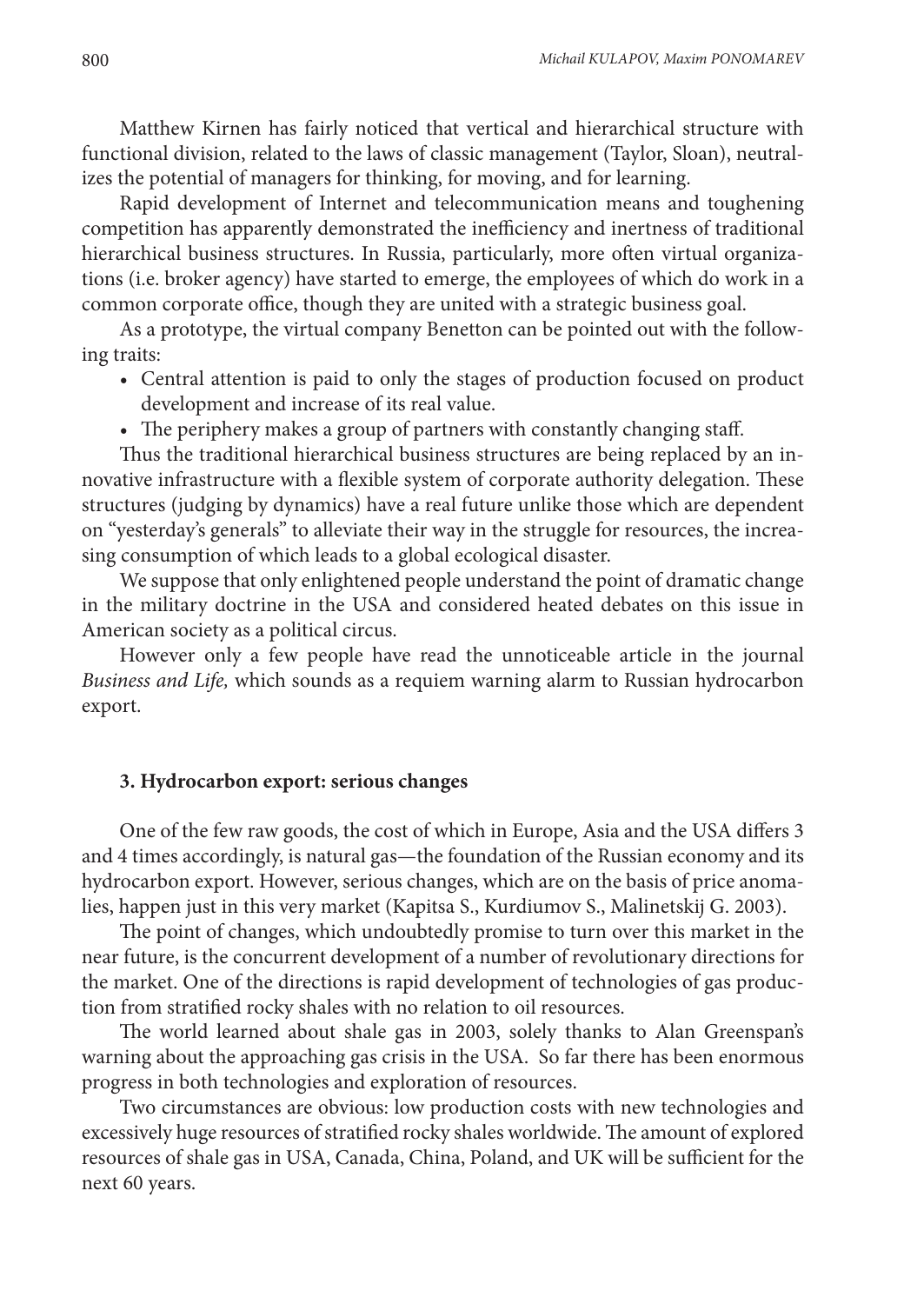Matthew Kirnen has fairly noticed that vertical and hierarchical structure with functional division, related to the laws of classic management (Taylor, Sloan), neutralizes the potential of managers for thinking, for moving, and for learning.

Rapid development of Internet and telecommunication means and toughening competition has apparently demonstrated the inefficiency and inertness of traditional hierarchical business structures. In Russia, particularly, more often virtual organizations (i.e. broker agency) have started to emerge, the employees of which do work in a common corporate office, though they are united with a strategic business goal.

As a prototype, the virtual company Benetton can be pointed out with the following traits:

- Central attention is paid to only the stages of production focused on product development and increase of its real value.
- The periphery makes a group of partners with constantly changing staff.

Thus the traditional hierarchical business structures are being replaced by an innovative infrastructure with a flexible system of corporate authority delegation. These structures (judging by dynamics) have a real future unlike those which are dependent on "yesterday's generals" to alleviate their way in the struggle for resources, the increasing consumption of which leads to a global ecological disaster.

We suppose that only enlightened people understand the point of dramatic change in the military doctrine in the USA and considered heated debates on this issue in American society as a political circus.

However only a few people have read the unnoticeable article in the journal *Business and Life,* which sounds as a requiem warning alarm to Russian hydrocarbon export.

### 3. Hydrocarbon export: serious changes

One of the few raw goods, the cost of which in Europe, Asia and the USA differs 3 and 4 times accordingly, is natural gas—the foundation of the Russian economy and its hydrocarbon export. However, serious changes, which are on the basis of price anomalies, happen just in this very market (Kapitsa S., Kurdiumov S., Malinetskij G. 2003).

The point of changes, which undoubtedly promise to turn over this market in the near future, is the concurrent development of a number of revolutionary directions for the market. One of the directions is rapid development of technologies of gas production from stratified rocky shales with no relation to oil resources.

The world learned about shale gas in 2003, solely thanks to Alan Greenspan's warning about the approaching gas crisis in the USA. So far there has been enormous progress in both technologies and exploration of resources.

Two circumstances are obvious: low production costs with new technologies and excessively huge resources of stratified rocky shales worldwide. The amount of explored resources of shale gas in USA, Canada, China, Poland, and UK will be sufficient for the next 60 years.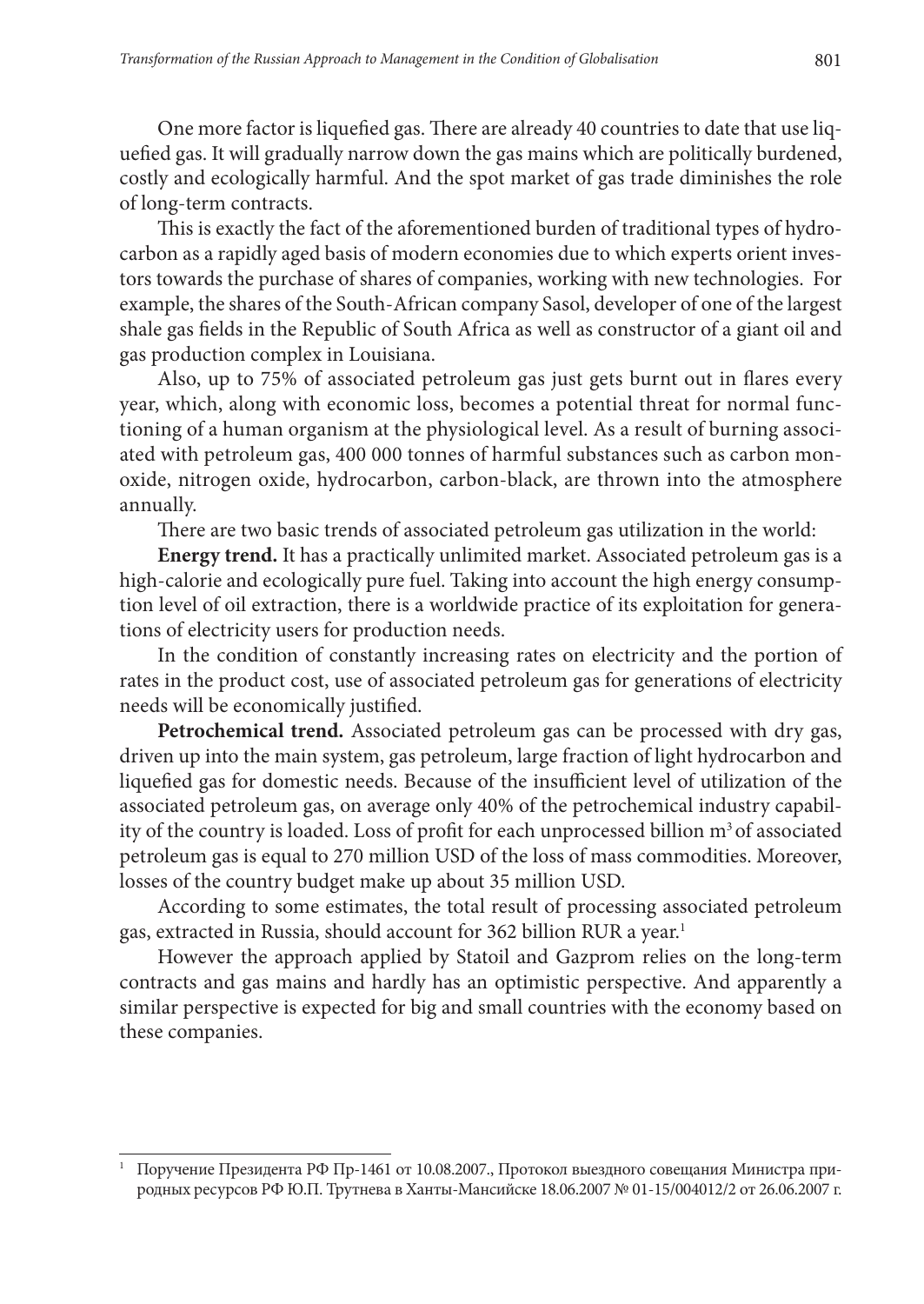One more factor is liquefied gas. There are already 40 countries to date that use liquefied gas. It will gradually narrow down the gas mains which are politically burdened, costly and ecologically harmful. And the spot market of gas trade diminishes the role of long-term contracts.

This is exactly the fact of the aforementioned burden of traditional types of hydrocarbon as a rapidly aged basis of modern economies due to which experts orient investors towards the purchase of shares of companies, working with new technologies. For example, the shares of the South-African company Sasol, developer of one of the largest shale gas fields in the Republic of South Africa as well as constructor of a giant oil and gas production complex in Louisiana.

Also, up to 75% of associated petroleum gas just gets burnt out in flares every year, which, along with economic loss, becomes a potential threat for normal functioning of a human organism at the physiological level. As a result of burning associated with petroleum gas, 400 000 tonnes of harmful substances such as carbon monoxide, nitrogen oxide, hydrocarbon, carbon-black, are thrown into the atmosphere annually.

There are two basic trends of associated petroleum gas utilization in the world:

**Energy trend.** It has a practically unlimited market. Associated petroleum gas is a high-calorie and ecologically pure fuel. Taking into account the high energy consumption level of oil extraction, there is a worldwide practice of its exploitation for generations of electricity users for production needs.

In the condition of constantly increasing rates on electricity and the portion of rates in the product cost, use of associated petroleum gas for generations of electricity needs will be economically justified.

**Petrochemical trend.** Associated petroleum gas can be processed with dry gas, driven up into the main system, gas petroleum, large fraction of light hydrocarbon and liquefied gas for domestic needs. Because of the insufficient level of utilization of the associated petroleum gas, on average only 40% of the petrochemical industry capability of the country is loaded. Loss of profit for each unprocessed billion $m^3$ of associated petroleum gas is equal to 270 million USD of the loss of mass commodities. Moreover, losses of the country budget make up about 35 million USD.

According to some estimates, the total result of processing associated petroleum gas, extracted in Russia, should account for 362 billion RUR a year.[1]

However the approach applied by Statoil and Gazprom relies on the long-term contracts and gas mains and hardly has an optimistic perspective. And apparently a similar perspective is expected for big and small countries with the economy based on these companies.

---

[1] Поручение Президента РФ Пр-1461 от 10.08.2007., Протокол выездного совещания Министра природных ресурсов РФ Ю.П. Трутнева в Ханты-Мансийске 18.06.2007 № 01-15/004012/2 от 26.06.2007 г.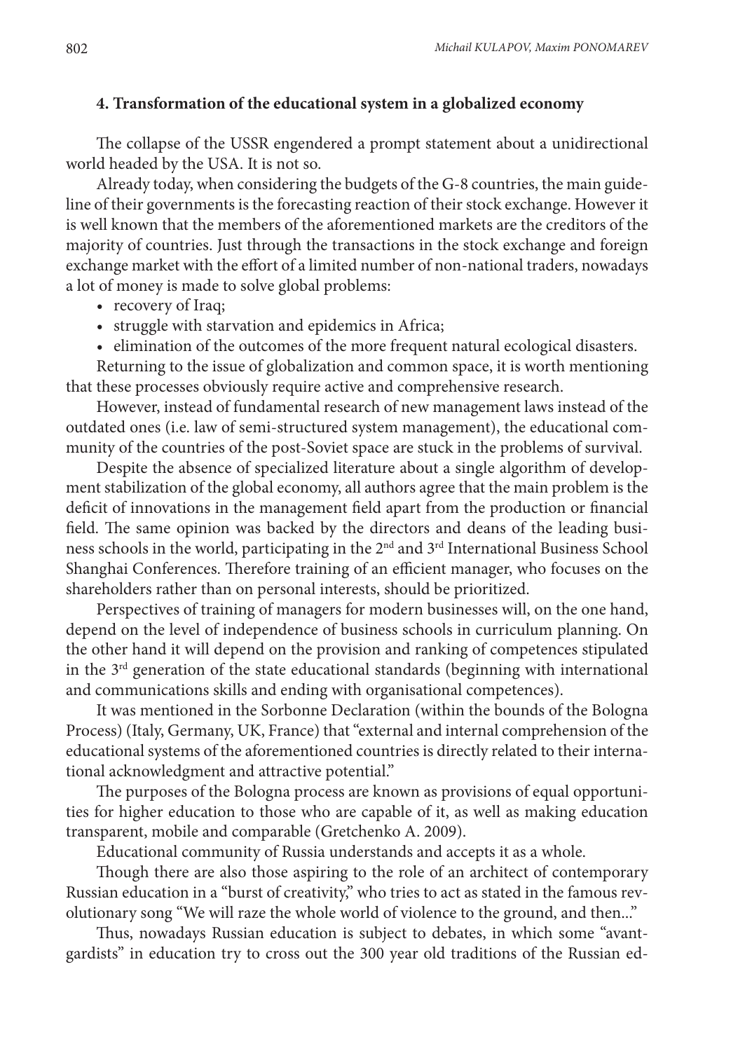## 4. Transformation of the educational system in a globalized economy

The collapse of the USSR engendered a prompt statement about a unidirectional world headed by the USA. It is not so.

Already today, when considering the budgets of the G-8 countries, the main guideline of their governments is the forecasting reaction of their stock exchange. However it is well known that the members of the aforementioned markets are the creditors of the majority of countries. Just through the transactions in the stock exchange and foreign exchange market with the effort of a limited number of non-national traders, nowadays a lot of money is made to solve global problems:

- recovery of Iraq;
- struggle with starvation and epidemics in Africa;
- elimination of the outcomes of the more frequent natural ecological disasters.

Returning to the issue of globalization and common space, it is worth mentioning that these processes obviously require active and comprehensive research.

However, instead of fundamental research of new management laws instead of the outdated ones (i.e. law of semi-structured system management), the educational community of the countries of the post-Soviet space are stuck in the problems of survival.

Despite the absence of specialized literature about a single algorithm of development stabilization of the global economy, all authors agree that the main problem is the deficit of innovations in the management field apart from the production or financial field. The same opinion was backed by the directors and deans of the leading business schools in the world, participating in the 2nd and 3rd International Business School Shanghai Conferences. Therefore training of an efficient manager, who focuses on the shareholders rather than on personal interests, should be prioritized.

Perspectives of training of managers for modern businesses will, on the one hand, depend on the level of independence of business schools in curriculum planning. On the other hand it will depend on the provision and ranking of competences stipulated in the 3rd generation of the state educational standards (beginning with international and communications skills and ending with organisational competences).

It was mentioned in the Sorbonne Declaration (within the bounds of the Bologna Process) (Italy, Germany, UK, France) that "external and internal comprehension of the educational systems of the aforementioned countries is directly related to their international acknowledgment and attractive potential."

The purposes of the Bologna process are known as provisions of equal opportunities for higher education to those who are capable of it, as well as making education transparent, mobile and comparable (Gretchenko A. 2009).

Educational community of Russia understands and accepts it as a whole.

Though there are also those aspiring to the role of an architect of contemporary Russian education in a "burst of creativity," who tries to act as stated in the famous revolutionary song "We will raze the whole world of violence to the ground, and then..."

Thus, nowadays Russian education is subject to debates, in which some "avant-gardists" in education try to cross out the 300 year old traditions of the Russian ed-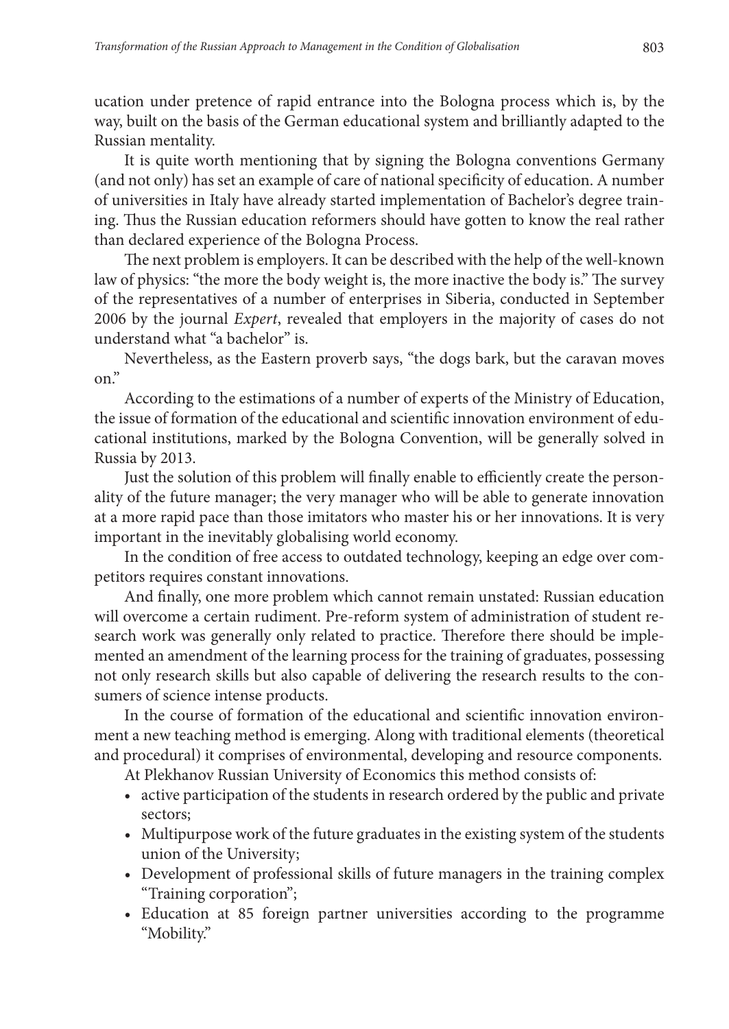ucation under pretence of rapid entrance into the Bologna process which is, by the way, built on the basis of the German educational system and brilliantly adapted to the Russian mentality.

It is quite worth mentioning that by signing the Bologna conventions Germany (and not only) has set an example of care of national specificity of education. A number of universities in Italy have already started implementation of Bachelor's degree training. Thus the Russian education reformers should have gotten to know the real rather than declared experience of the Bologna Process.

The next problem is employers. It can be described with the help of the well-known law of physics: "the more the body weight is, the more inactive the body is." The survey of the representatives of a number of enterprises in Siberia, conducted in September 2006 by the journal *Expert*, revealed that employers in the majority of cases do not understand what "a bachelor" is.

Nevertheless, as the Eastern proverb says, "the dogs bark, but the caravan moves on."

According to the estimations of a number of experts of the Ministry of Education, the issue of formation of the educational and scientific innovation environment of educational institutions, marked by the Bologna Convention, will be generally solved in Russia by 2013.

Just the solution of this problem will finally enable to efficiently create the personality of the future manager; the very manager who will be able to generate innovation at a more rapid pace than those imitators who master his or her innovations. It is very important in the inevitably globalising world economy.

In the condition of free access to outdated technology, keeping an edge over competitors requires constant innovations.

And finally, one more problem which cannot remain unstated: Russian education will overcome a certain rudiment. Pre-reform system of administration of student research work was generally only related to practice. Therefore there should be implemented an amendment of the learning process for the training of graduates, possessing not only research skills but also capable of delivering the research results to the consumers of science intense products.

In the course of formation of the educational and scientific innovation environment a new teaching method is emerging. Along with traditional elements (theoretical and procedural) it comprises of environmental, developing and resource components.

At Plekhanov Russian University of Economics this method consists of:

- active participation of the students in research ordered by the public and private sectors;
- Multipurpose work of the future graduates in the existing system of the students union of the University;
- Development of professional skills of future managers in the training complex "Training corporation";
- Education at 85 foreign partner universities according to the programme "Mobility."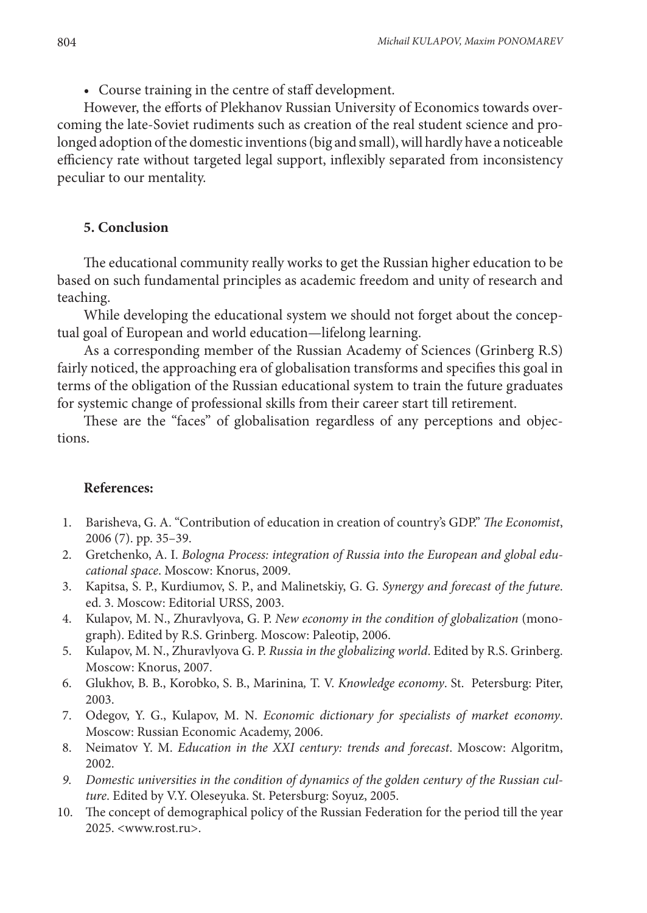- Course training in the centre of staff development.

However, the efforts of Plekhanov Russian University of Economics towards overcoming the late-Soviet rudiments such as creation of the real student science and prolonged adoption of the domestic inventions (big and small), will hardly have a noticeable efficiency rate without targeted legal support, inflexibly separated from inconsistency peculiar to our mentality.

## 5. Conclusion

The educational community really works to get the Russian higher education to be based on such fundamental principles as academic freedom and unity of research and teaching.

While developing the educational system we should not forget about the conceptual goal of European and world education—lifelong learning.

As a corresponding member of the Russian Academy of Sciences (Grinberg R.S) fairly noticed, the approaching era of globalisation transforms and specifies this goal in terms of the obligation of the Russian educational system to train the future graduates for systemic change of professional skills from their career start till retirement.

These are the "faces" of globalisation regardless of any perceptions and objections.

## References:

1. Barisheva, G. A. "Contribution of education in creation of country's GDP." *The Economist*, 2006 (7). pp. 35–39.
2. Gretchenko, A. I. *Bologna Process: integration of Russia into the European and global educational space*. Moscow: Knorus, 2009.
3. Kapitsa, S. P., Kurdiumov, S. P., and Malinetskiy, G. G. *Synergy and forecast of the future*. ed. 3. Moscow: Editorial URSS, 2003.
4. Kulapov, M. N., Zhuravlyova, G. P. *New economy in the condition of globalization* (monograph). Edited by R.S. Grinberg. Moscow: Paleotip, 2006.
5. Kulapov, M. N., Zhuravlyova G. P. *Russia in the globalizing world*. Edited by R.S. Grinberg. Moscow: Knorus, 2007.
6. Glukhov, B. B., Korobko, S. B., Marinina, T. V. *Knowledge economy*. St. Petersburg: Piter, 2003.
7. Odegov, Y. G., Kulapov, M. N. *Economic dictionary for specialists of market economy*. Moscow: Russian Economic Academy, 2006.
8. Neimatov Y. M. *Education in the XXI century: trends and forecast*. Moscow: Algoritm, 2002.
9. *Domestic universities in the condition of dynamics of the golden century of the Russian culture*. Edited by V.Y. Oleseyuka. St. Petersburg: Soyuz, 2005.
10. The concept of demographical policy of the Russian Federation for the period till the year 2025. <www.rost.ru>.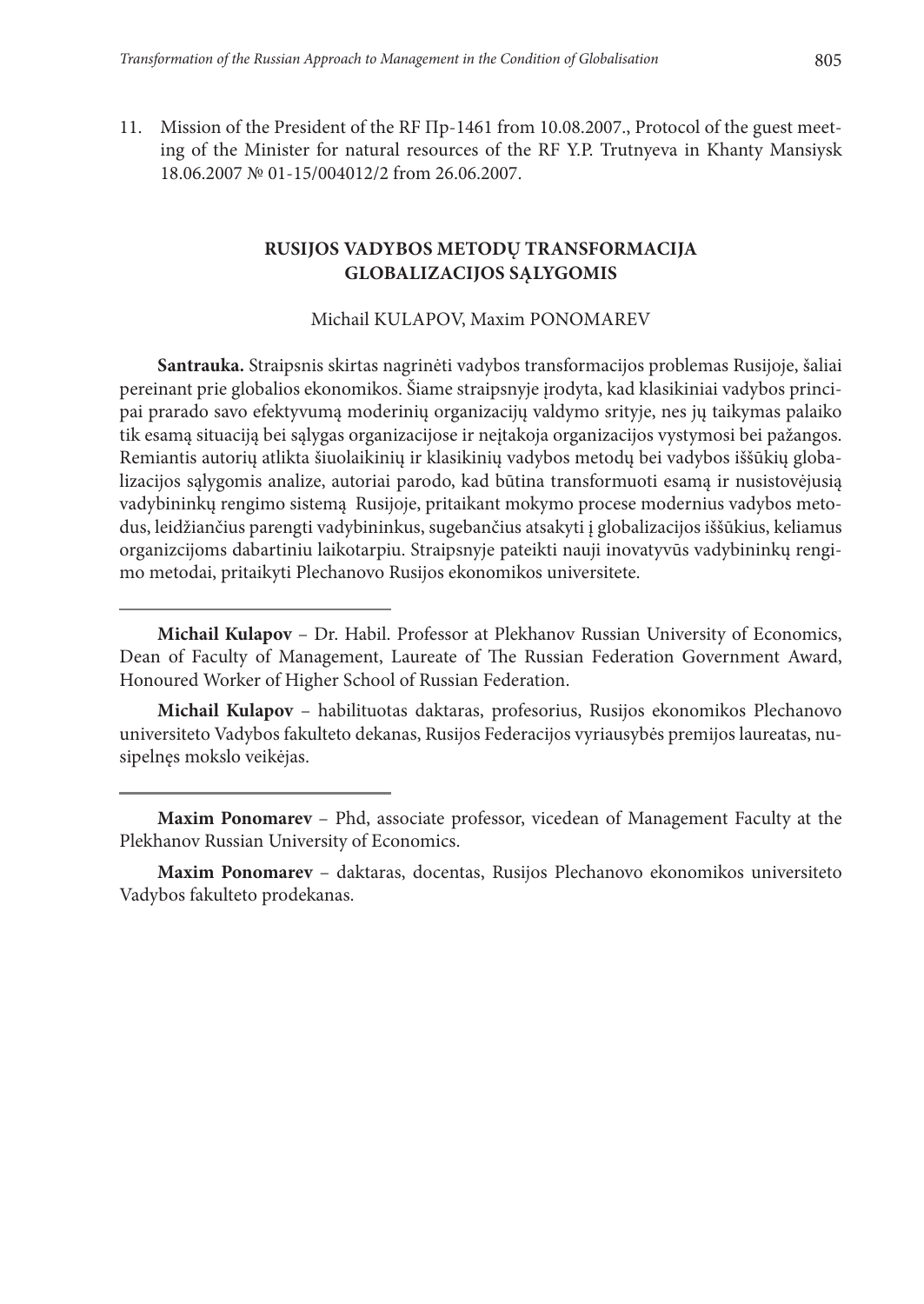11. Mission of the President of the RF Пр-1461 from 10.08.2007., Protocol of the guest meeting of the Minister for natural resources of the RF Y.P. Trutnyeva in Khanty Mansiysk 18.06.2007 № 01-15/004012/2 from 26.06.2007.

## RUSIJOS VADYBOS METODŲ TRANSFORMACIJA GLOBALIZACIJOS SĄLYGOMIS

Michail KULAPOV, Maxim PONOMAREV

**Santrauka.** Straipsnis skirtas nagrinėti vadybos transformacijos problemas Rusijoje, šaliai pereinant prie globalios ekonomikos. Šiame straipsnyje įrodyta, kad klasikiniai vadybos principai prarado savo efektyvumą moderninių organizacijų valdymo srityje, nes jų taikymas palaiko tik esamą situaciją bei sąlygas organizacijose ir neįtakoja organizacijos vystymosi bei pažangos. Remiantis autorių atlikta šiuolaikinių ir klasikinių vadybos metodų bei vadybos iššūkių globalizacijos sąlygomis analize, autoriai parodo, kad būtina transformuoti esamą ir nusistovėjusią vadybininkų rengimo sistemą Rusijoje, pritaikant mokymo procese modernius vadybos metodus, leidžiančius parengti vadybininkus, sugebančius atsakyti į globalizacijos iššūkius, keliamus organizcijoms dabartiniu laikotarpiu. Straipsnyje pateikti nauji inovatyvūs vadybininkų rengimo metodai, pritaikyti Plechanovo Rusijos ekonomikos universitete.

---

**Michail Kulapov** – Dr. Habil. Professor at Plekhanov Russian University of Economics, Dean of Faculty of Management, Laureate of The Russian Federation Government Award, Honoured Worker of Higher School of Russian Federation.

**Michail Kulapov** – habilituotas daktaras, profesorius, Rusijos ekonomikos Plechanovo universiteto Vadybos fakulteto dekanas, Rusijos Federacijos vyriausybės premijos laureatas, nusipelnęs mokslo veikėjas.

---

**Maxim Ponomarev** – Phd, associate professor, vicedean of Management Faculty at the Plekhanov Russian University of Economics.

**Maxim Ponomarev** – daktaras, docentas, Rusijos Plechanovo ekonomikos universiteto Vadybos fakulteto prodekanas.